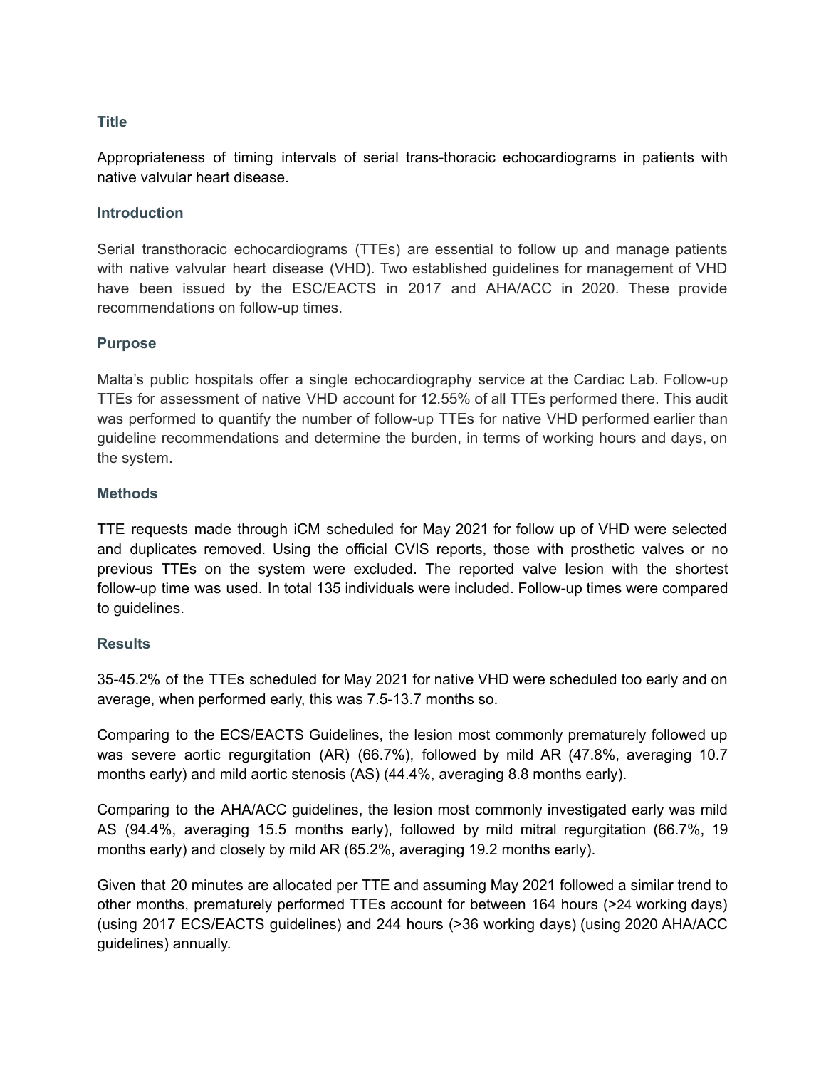## Title

Appropriateness of timing intervals of serial trans-thoracic echocardiograms in patients with native valvular heart disease.

## Introduction

Serial transthoracic echocardiograms (TTEs) are essential to follow up and manage patients with native valvular heart disease (VHD). Two established guidelines for management of VHD have been issued by the ESC/EACTS in 2017 and AHA/ACC in 2020. These provide recommendations on follow-up times.

## Purpose

Malta's public hospitals offer a single echocardiography service at the Cardiac Lab. Follow-up TTEs for assessment of native VHD account for 12.55% of all TTEs performed there. This audit was performed to quantify the number of follow-up TTEs for native VHD performed earlier than guideline recommendations and determine the burden, in terms of working hours and days, on the system.

## Methods

TTE requests made through iCM scheduled for May 2021 for follow up of VHD were selected and duplicates removed. Using the official CVIS reports, those with prosthetic valves or no previous TTEs on the system were excluded. The reported valve lesion with the shortest follow-up time was used. In total 135 individuals were included. Follow-up times were compared to guidelines.

## Results

35-45.2% of the TTEs scheduled for May 2021 for native VHD were scheduled too early and on average, when performed early, this was 7.5-13.7 months so.

Comparing to the ECS/EACTS Guidelines, the lesion most commonly prematurely followed up was severe aortic regurgitation (AR) (66.7%), followed by mild AR (47.8%, averaging 10.7 months early) and mild aortic stenosis (AS) (44.4%, averaging 8.8 months early).

Comparing to the AHA/ACC guidelines, the lesion most commonly investigated early was mild AS (94.4%, averaging 15.5 months early), followed by mild mitral regurgitation (66.7%, 19 months early) and closely by mild AR (65.2%, averaging 19.2 months early).

Given that 20 minutes are allocated per TTE and assuming May 2021 followed a similar trend to other months, prematurely performed TTEs account for between 164 hours (>24 working days) (using 2017 ECS/EACTS guidelines) and 244 hours (>36 working days) (using 2020 AHA/ACC guidelines) annually.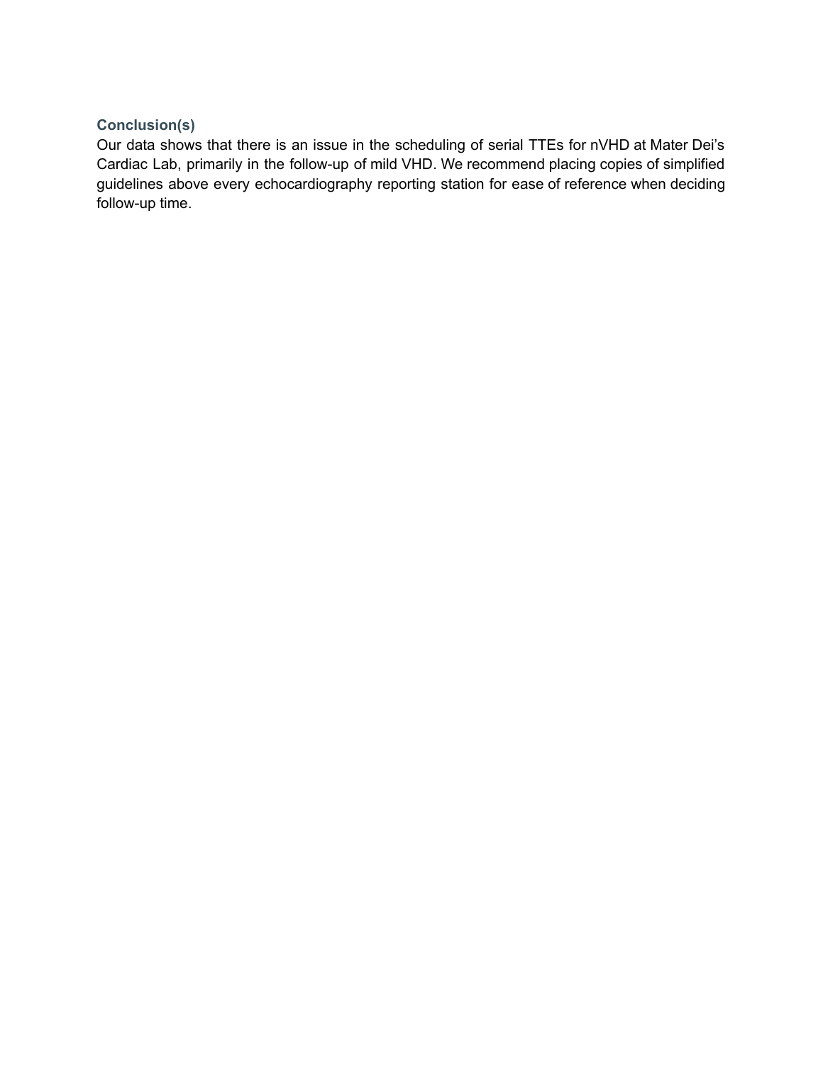### Conclusion(s)

Our data shows that there is an issue in the scheduling of serial TTEs for nVHD at Mater Dei's Cardiac Lab, primarily in the follow-up of mild VHD. We recommend placing copies of simplified guidelines above every echocardiography reporting station for ease of reference when deciding follow-up time.